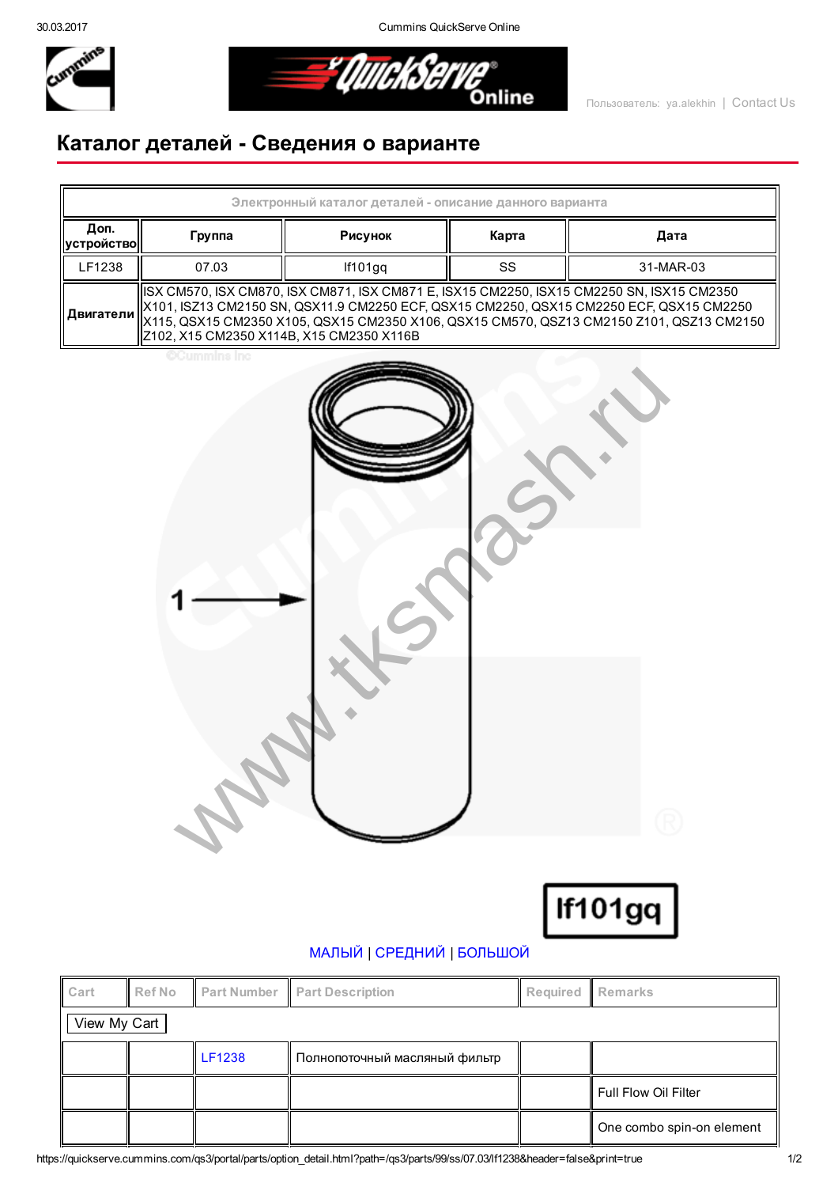# Каталог деталей - Сведения о варианте

| Электронный каталог деталей - описание данного варианта | | | | |
|---|---|---|---|---|
| **Доп. устройство** | **Группа** | **Рисунок** | **Карта** | **Дата** |
| LF1238 | 07.03 | lf101gq | SS | 31-MAR-03 |
| **Двигатели** | ISX CM570, ISX CM870, ISX CM871, ISX CM871 E, ISX15 CM2250, ISX15 CM2250 SN, ISX15 CM2350 X101, ISZ13 CM2150 SN, QSX11.9 CM2250 ECF, QSX15 CM2250, QSX15 CM2250 ECF, QSX15 CM2250 X115, QSX15 CM2350 X105, QSX15 CM2350 X106, QSX15 CM570, QSZ13 CM2150 Z101, QSZ13 CM2150 Z102, X15 CM2350 X114B, X15 CM2350 X116B | | | |

1

lf101gq

МАЛЫЙ | СРЕДНИЙ | БОЛЬШОЙ

| Cart | Ref No | Part Number | Part Description | Required | Remarks |
|---|---|---|---|---|---|
| View My Cart | | | | | |
| | | LF1238 | Полнопоточный масляный фильтр | | |
| | | | | | Full Flow Oil Filter |
| | | | | | One combo spin-on element |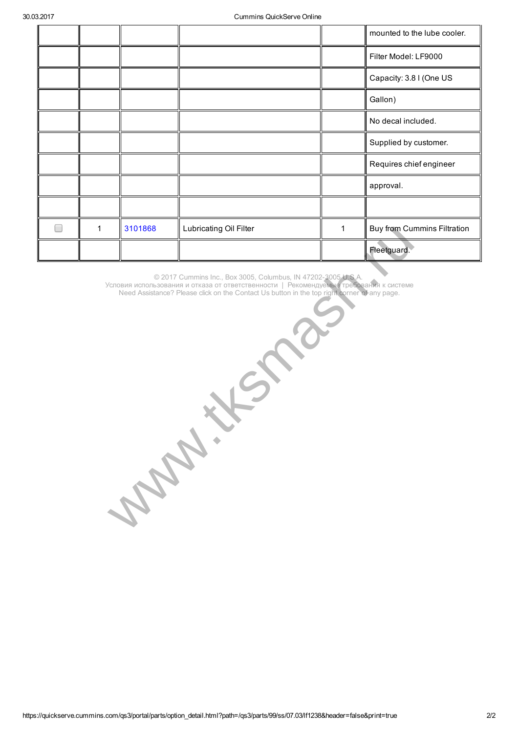| | | | | | |
|---|---|---|---|---|---|
| | | | | | mounted to the lube cooler. |
| | | | | | Filter Model: LF9000 |
| | | | | | Capacity: 3.8 l (One US |
| | | | | | Gallon) |
| | | | | | No decal included. |
| | | | | | Supplied by customer. |
| | | | | | Requires chief engineer |
| | | | | | approval. |
| | | | | | |
| ☐ | 1 | 3101868 | Lubricating Oil Filter | 1 | Buy from Cummins Filtration |
| | | | | | Fleetguard. |

© 2017 Cummins Inc., Box 3005, Columbus, IN 47202-3005 U.S.A.
Условия использования и отказа от ответственности | Рекомендуемые требования к системе
Need Assistance? Please click on the Contact Us button in the top right corner of any page.